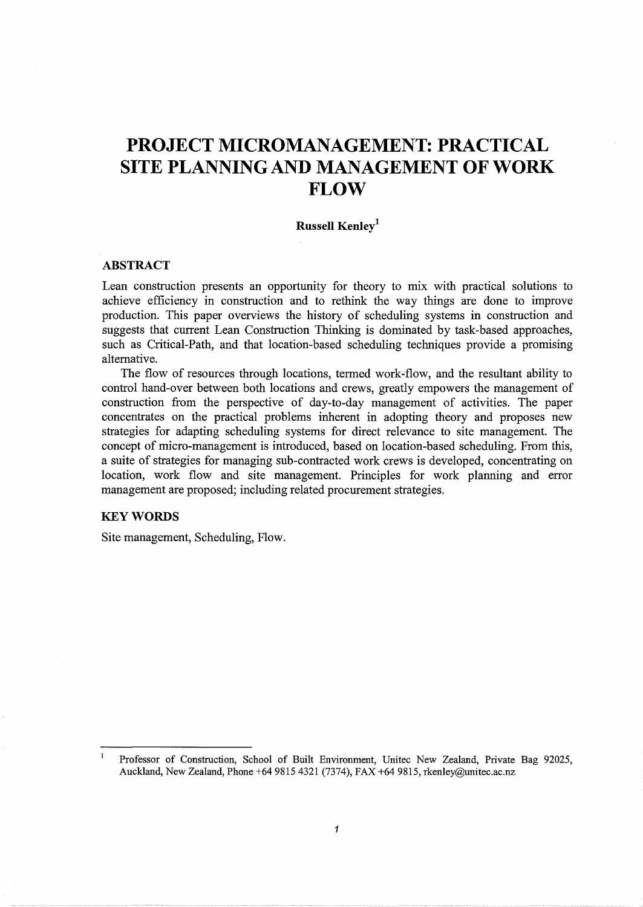# PROJECT MICROMANAGEMENT: PRACTICAL SITE PLANNING AND MANAGEMENT OF WORK FLOW

**Russell Kenley**[1]

## ABSTRACT

Lean construction presents an opportunity for theory to mix with practical solutions to achieve efficiency in construction and to rethink the way things are done to improve production. This paper overviews the history of scheduling systems in construction and suggests that current Lean Construction Thinking is dominated by task-based approaches, such as Critical-Path, and that location-based scheduling techniques provide a promising alternative.

The flow of resources through locations, termed work-flow, and the resultant ability to control hand-over between both locations and crews, greatly empowers the management of construction from the perspective of day-to-day management of activities. The paper concentrates on the practical problems inherent in adopting theory and proposes new strategies for adapting scheduling systems for direct relevance to site management. The concept of micro-management is introduced, based on location-based scheduling. From this, a suite of strategies for managing sub-contracted work crews is developed, concentrating on location, work flow and site management. Principles for work planning and error management are proposed; including related procurement strategies.

## KEY WORDS

Site management, Scheduling, Flow.

---

[1] Professor of Construction, School of Built Environment, Unitec New Zealand, Private Bag 92025, Auckland, New Zealand, Phone +64 9815 4321 (7374), FAX +64 9815, rkenley@unitec.ac.nz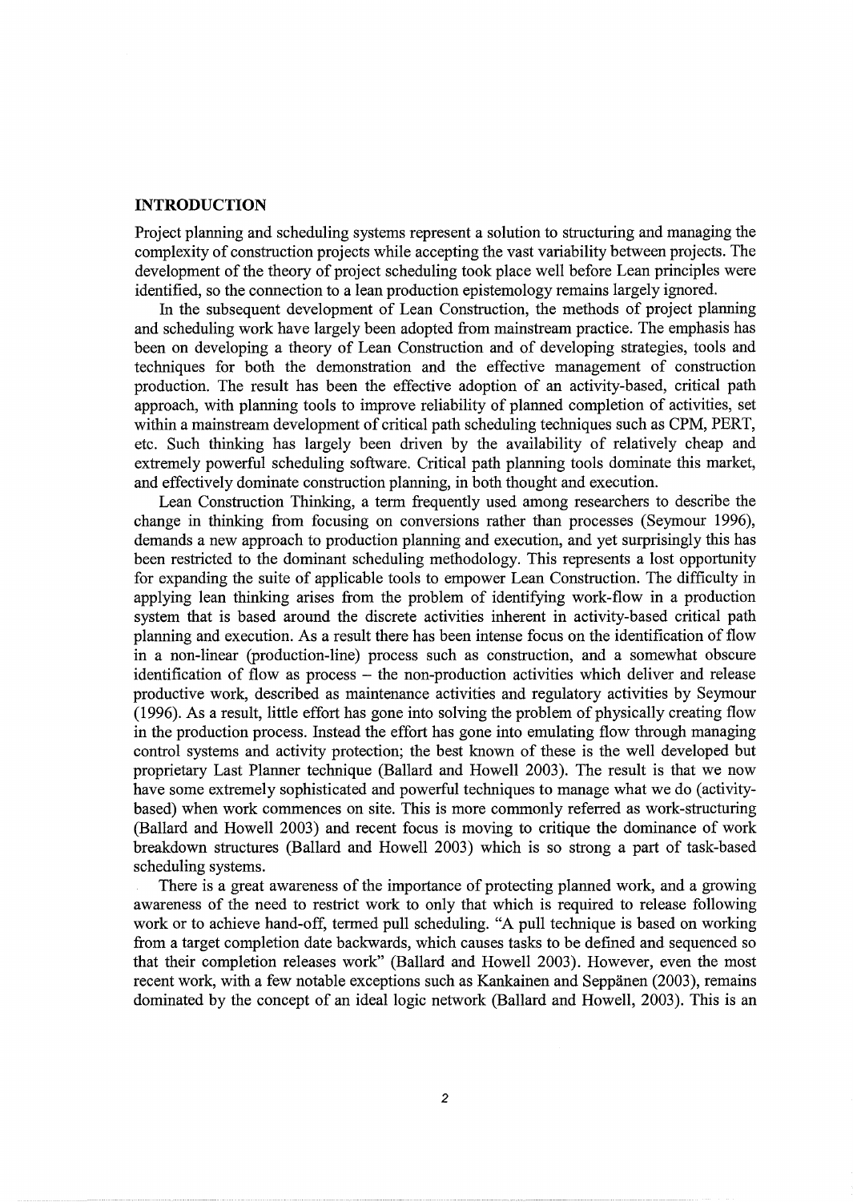## INTRODUCTION

Project planning and scheduling systems represent a solution to structuring and managing the complexity of construction projects while accepting the vast variability between projects. The development of the theory of project scheduling took place well before Lean principles were identified, so the connection to a lean production epistemology remains largely ignored.

In the subsequent development of Lean Construction, the methods of project planning and scheduling work have largely been adopted from mainstream practice. The emphasis has been on developing a theory of Lean Construction and of developing strategies, tools and techniques for both the demonstration and the effective management of construction production. The result has been the effective adoption of an activity-based, critical path approach, with planning tools to improve reliability of planned completion of activities, set within a mainstream development of critical path scheduling techniques such as CPM, PERT, etc. Such thinking has largely been driven by the availability of relatively cheap and extremely powerful scheduling software. Critical path planning tools dominate this market, and effectively dominate construction planning, in both thought and execution.

Lean Construction Thinking, a term frequently used among researchers to describe the change in thinking from focusing on conversions rather than processes (Seymour 1996), demands a new approach to production planning and execution, and yet surprisingly this has been restricted to the dominant scheduling methodology. This represents a lost opportunity for expanding the suite of applicable tools to empower Lean Construction. The difficulty in applying lean thinking arises from the problem of identifying work-flow in a production system that is based around the discrete activities inherent in activity-based critical path planning and execution. As a result there has been intense focus on the identification of flow in a non-linear (production-line) process such as construction, and a somewhat obscure identification of flow as process – the non-production activities which deliver and release productive work, described as maintenance activities and regulatory activities by Seymour (1996). As a result, little effort has gone into solving the problem of physically creating flow in the production process. Instead the effort has gone into emulating flow through managing control systems and activity protection; the best known of these is the well developed but proprietary Last Planner technique (Ballard and Howell 2003). The result is that we now have some extremely sophisticated and powerful techniques to manage what we do (activity-based) when work commences on site. This is more commonly referred as work-structuring (Ballard and Howell 2003) and recent focus is moving to critique the dominance of work breakdown structures (Ballard and Howell 2003) which is so strong a part of task-based scheduling systems.

There is a great awareness of the importance of protecting planned work, and a growing awareness of the need to restrict work to only that which is required to release following work or to achieve hand-off, termed pull scheduling. "A pull technique is based on working from a target completion date backwards, which causes tasks to be defined and sequenced so that their completion releases work" (Ballard and Howell 2003). However, even the most recent work, with a few notable exceptions such as Kankainen and Seppänen (2003), remains dominated by the concept of an ideal logic network (Ballard and Howell, 2003). This is an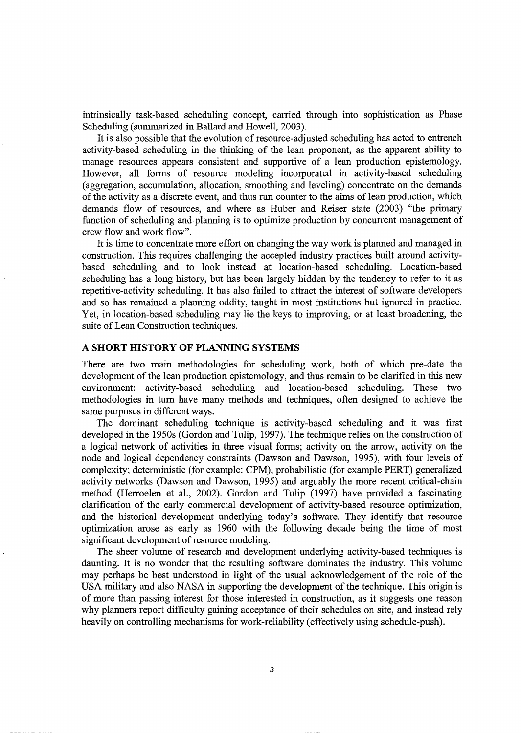intrinsically task-based scheduling concept, carried through into sophistication as Phase Scheduling (summarized in Ballard and Howell, 2003).

It is also possible that the evolution of resource-adjusted scheduling has acted to entrench activity-based scheduling in the thinking of the lean proponent, as the apparent ability to manage resources appears consistent and supportive of a lean production epistemology. However, all forms of resource modeling incorporated in activity-based scheduling (aggregation, accumulation, allocation, smoothing and leveling) concentrate on the demands of the activity as a discrete event, and thus run counter to the aims of lean production, which demands flow of resources, and where as Huber and Reiser state (2003) "the primary function of scheduling and planning is to optimize production by concurrent management of crew flow and work flow".

It is time to concentrate more effort on changing the way work is planned and managed in construction. This requires challenging the accepted industry practices built around activity-based scheduling and to look instead at location-based scheduling. Location-based scheduling has a long history, but has been largely hidden by the tendency to refer to it as repetitive-activity scheduling. It has also failed to attract the interest of software developers and so has remained a planning oddity, taught in most institutions but ignored in practice. Yet, in location-based scheduling may lie the keys to improving, or at least broadening, the suite of Lean Construction techniques.

## A SHORT HISTORY OF PLANNING SYSTEMS

There are two main methodologies for scheduling work, both of which pre-date the development of the lean production epistemology, and thus remain to be clarified in this new environment: activity-based scheduling and location-based scheduling. These two methodologies in turn have many methods and techniques, often designed to achieve the same purposes in different ways.

The dominant scheduling technique is activity-based scheduling and it was first developed in the 1950s (Gordon and Tulip, 1997). The technique relies on the construction of a logical network of activities in three visual forms; activity on the arrow, activity on the node and logical dependency constraints (Dawson and Dawson, 1995), with four levels of complexity; deterministic (for example: CPM), probabilistic (for example PERT) generalized activity networks (Dawson and Dawson, 1995) and arguably the more recent critical-chain method (Herroelen et al., 2002). Gordon and Tulip (1997) have provided a fascinating clarification of the early commercial development of activity-based resource optimization, and the historical development underlying today's software. They identify that resource optimization arose as early as 1960 with the following decade being the time of most significant development of resource modeling.

The sheer volume of research and development underlying activity-based techniques is daunting. It is no wonder that the resulting software dominates the industry. This volume may perhaps be best understood in light of the usual acknowledgement of the role of the USA military and also NASA in supporting the development of the technique. This origin is of more than passing interest for those interested in construction, as it suggests one reason why planners report difficulty gaining acceptance of their schedules on site, and instead rely heavily on controlling mechanisms for work-reliability (effectively using schedule-push).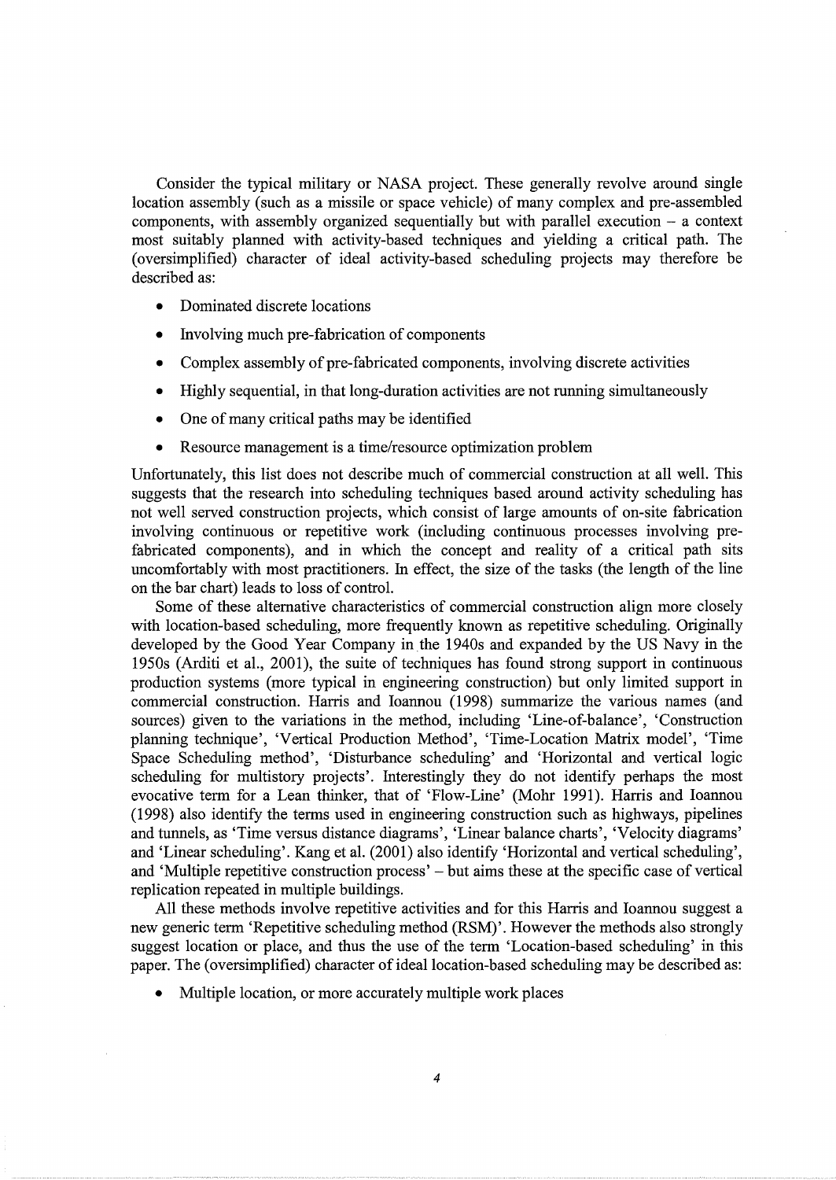Consider the typical military or NASA project. These generally revolve around single location assembly (such as a missile or space vehicle) of many complex and pre-assembled components, with assembly organized sequentially but with parallel execution – a context most suitably planned with activity-based techniques and yielding a critical path. The (oversimplified) character of ideal activity-based scheduling projects may therefore be described as:

- Dominated discrete locations
- Involving much pre-fabrication of components
- Complex assembly of pre-fabricated components, involving discrete activities
- Highly sequential, in that long-duration activities are not running simultaneously
- One of many critical paths may be identified
- Resource management is a time/resource optimization problem

Unfortunately, this list does not describe much of commercial construction at all well. This suggests that the research into scheduling techniques based around activity scheduling has not well served construction projects, which consist of large amounts of on-site fabrication involving continuous or repetitive work (including continuous processes involving pre-fabricated components), and in which the concept and reality of a critical path sits uncomfortably with most practitioners. In effect, the size of the tasks (the length of the line on the bar chart) leads to loss of control.

Some of these alternative characteristics of commercial construction align more closely with location-based scheduling, more frequently known as repetitive scheduling. Originally developed by the Good Year Company in the 1940s and expanded by the US Navy in the 1950s (Arditi et al., 2001), the suite of techniques has found strong support in continuous production systems (more typical in engineering construction) but only limited support in commercial construction. Harris and Ioannou (1998) summarize the various names (and sources) given to the variations in the method, including 'Line-of-balance', 'Construction planning technique', 'Vertical Production Method', 'Time-Location Matrix model', 'Time Space Scheduling method', 'Disturbance scheduling' and 'Horizontal and vertical logic scheduling for multistory projects'. Interestingly they do not identify perhaps the most evocative term for a Lean thinker, that of 'Flow-Line' (Mohr 1991). Harris and Ioannou (1998) also identify the terms used in engineering construction such as highways, pipelines and tunnels, as 'Time versus distance diagrams', 'Linear balance charts', 'Velocity diagrams' and 'Linear scheduling'. Kang et al. (2001) also identify 'Horizontal and vertical scheduling', and 'Multiple repetitive construction process' – but aims these at the specific case of vertical replication repeated in multiple buildings.

All these methods involve repetitive activities and for this Harris and Ioannou suggest a new generic term 'Repetitive scheduling method (RSM)'. However the methods also strongly suggest location or place, and thus the use of the term 'Location-based scheduling' in this paper. The (oversimplified) character of ideal location-based scheduling may be described as:

- Multiple location, or more accurately multiple work places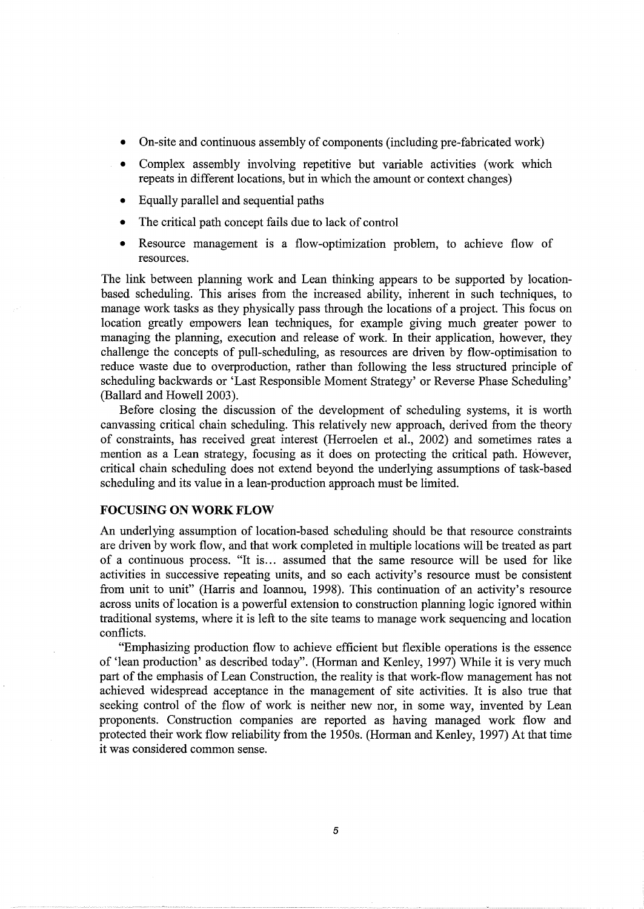- On-site and continuous assembly of components (including pre-fabricated work)
- Complex assembly involving repetitive but variable activities (work which repeats in different locations, but in which the amount or context changes)
- Equally parallel and sequential paths
- The critical path concept fails due to lack of control
- Resource management is a flow-optimization problem, to achieve flow of resources.

The link between planning work and Lean thinking appears to be supported by location-based scheduling. This arises from the increased ability, inherent in such techniques, to manage work tasks as they physically pass through the locations of a project. This focus on location greatly empowers lean techniques, for example giving much greater power to managing the planning, execution and release of work. In their application, however, they challenge the concepts of pull-scheduling, as resources are driven by flow-optimisation to reduce waste due to overproduction, rather than following the less structured principle of scheduling backwards or 'Last Responsible Moment Strategy' or Reverse Phase Scheduling' (Ballard and Howell 2003).

Before closing the discussion of the development of scheduling systems, it is worth canvassing critical chain scheduling. This relatively new approach, derived from the theory of constraints, has received great interest (Herroelen et al., 2002) and sometimes rates a mention as a Lean strategy, focusing as it does on protecting the critical path. However, critical chain scheduling does not extend beyond the underlying assumptions of task-based scheduling and its value in a lean-production approach must be limited.

## FOCUSING ON WORK FLOW

An underlying assumption of location-based scheduling should be that resource constraints are driven by work flow, and that work completed in multiple locations will be treated as part of a continuous process. "It is… assumed that the same resource will be used for like activities in successive repeating units, and so each activity's resource must be consistent from unit to unit" (Harris and Ioannou, 1998). This continuation of an activity's resource across units of location is a powerful extension to construction planning logic ignored within traditional systems, where it is left to the site teams to manage work sequencing and location conflicts.

"Emphasizing production flow to achieve efficient but flexible operations is the essence of 'lean production' as described today". (Horman and Kenley, 1997) While it is very much part of the emphasis of Lean Construction, the reality is that work-flow management has not achieved widespread acceptance in the management of site activities. It is also true that seeking control of the flow of work is neither new nor, in some way, invented by Lean proponents. Construction companies are reported as having managed work flow and protected their work flow reliability from the 1950s. (Horman and Kenley, 1997) At that time it was considered common sense.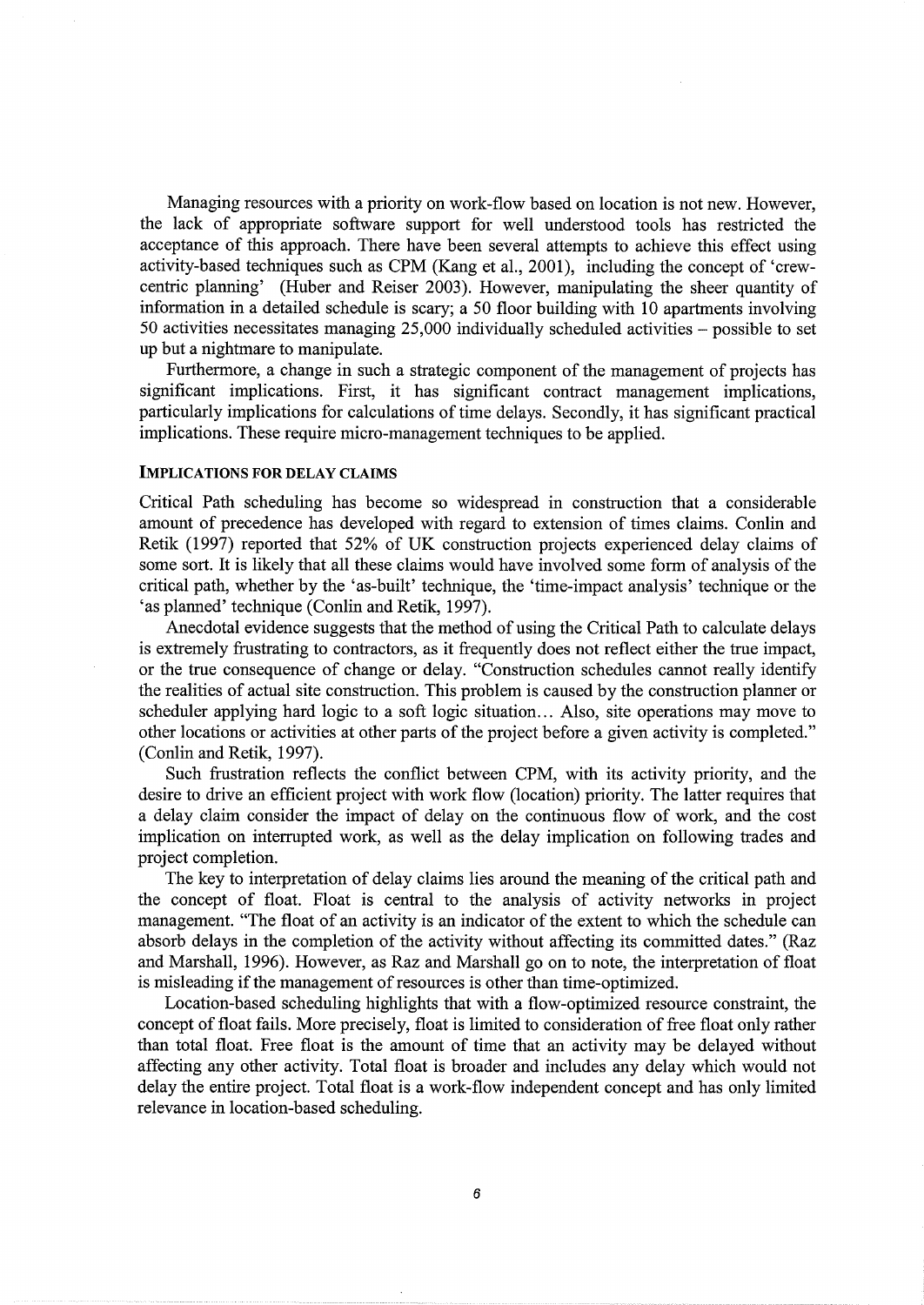Managing resources with a priority on work-flow based on location is not new. However, the lack of appropriate software support for well understood tools has restricted the acceptance of this approach. There have been several attempts to achieve this effect using activity-based techniques such as CPM (Kang et al., 2001), including the concept of 'crew-centric planning' (Huber and Reiser 2003). However, manipulating the sheer quantity of information in a detailed schedule is scary; a 50 floor building with 10 apartments involving 50 activities necessitates managing 25,000 individually scheduled activities – possible to set up but a nightmare to manipulate.

Furthermore, a change in such a strategic component of the management of projects has significant implications. First, it has significant contract management implications, particularly implications for calculations of time delays. Secondly, it has significant practical implications. These require micro-management techniques to be applied.

## IMPLICATIONS FOR DELAY CLAIMS

Critical Path scheduling has become so widespread in construction that a considerable amount of precedence has developed with regard to extension of times claims. Conlin and Retik (1997) reported that 52% of UK construction projects experienced delay claims of some sort. It is likely that all these claims would have involved some form of analysis of the critical path, whether by the 'as-built' technique, the 'time-impact analysis' technique or the 'as planned' technique (Conlin and Retik, 1997).

Anecdotal evidence suggests that the method of using the Critical Path to calculate delays is extremely frustrating to contractors, as it frequently does not reflect either the true impact, or the true consequence of change or delay. "Construction schedules cannot really identify the realities of actual site construction. This problem is caused by the construction planner or scheduler applying hard logic to a soft logic situation… Also, site operations may move to other locations or activities at other parts of the project before a given activity is completed." (Conlin and Retik, 1997).

Such frustration reflects the conflict between CPM, with its activity priority, and the desire to drive an efficient project with work flow (location) priority. The latter requires that a delay claim consider the impact of delay on the continuous flow of work, and the cost implication on interrupted work, as well as the delay implication on following trades and project completion.

The key to interpretation of delay claims lies around the meaning of the critical path and the concept of float. Float is central to the analysis of activity networks in project management. "The float of an activity is an indicator of the extent to which the schedule can absorb delays in the completion of the activity without affecting its committed dates." (Raz and Marshall, 1996). However, as Raz and Marshall go on to note, the interpretation of float is misleading if the management of resources is other than time-optimized.

Location-based scheduling highlights that with a flow-optimized resource constraint, the concept of float fails. More precisely, float is limited to consideration of free float only rather than total float. Free float is the amount of time that an activity may be delayed without affecting any other activity. Total float is broader and includes any delay which would not delay the entire project. Total float is a work-flow independent concept and has only limited relevance in location-based scheduling.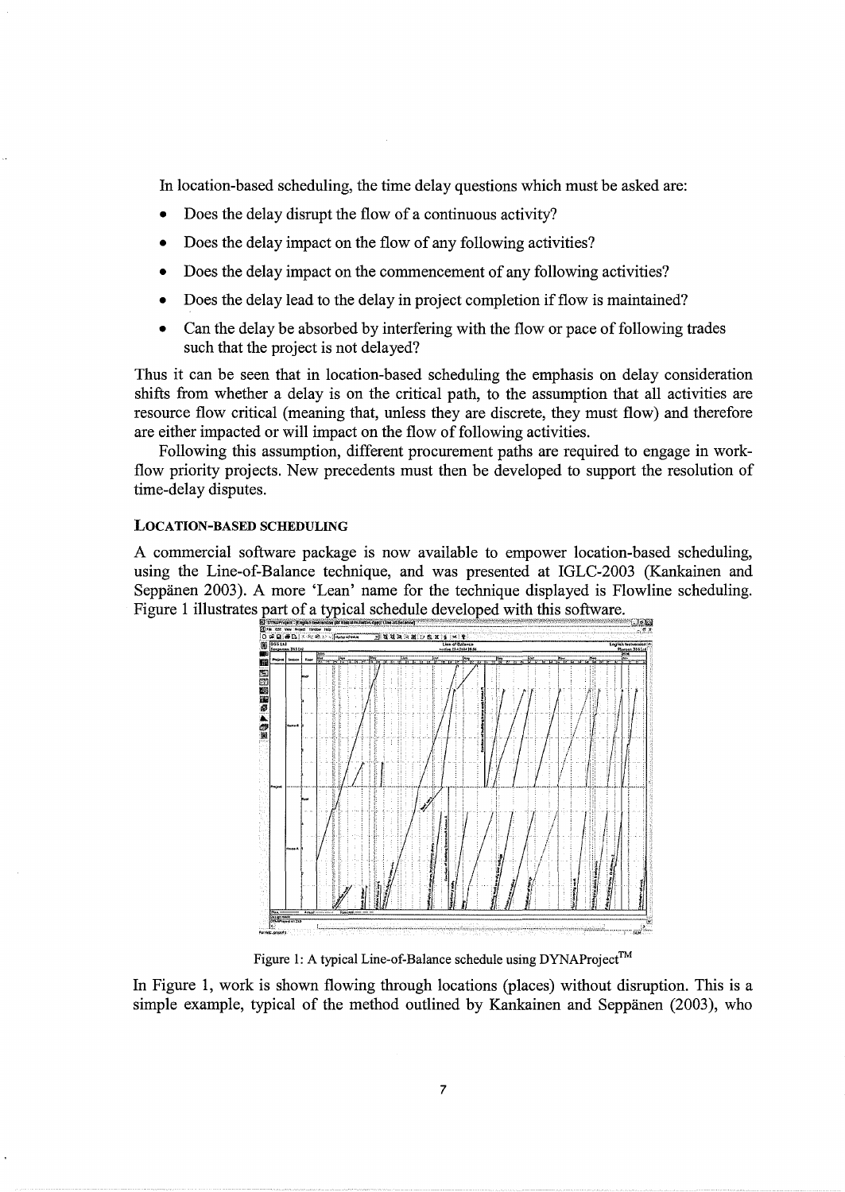In location-based scheduling, the time delay questions which must be asked are:

- Does the delay disrupt the flow of a continuous activity?
- Does the delay impact on the flow of any following activities?
- Does the delay impact on the commencement of any following activities?
- Does the delay lead to the delay in project completion if flow is maintained?
- Can the delay be absorbed by interfering with the flow or pace of following trades such that the project is not delayed?

Thus it can be seen that in location-based scheduling the emphasis on delay consideration shifts from whether a delay is on the critical path, to the assumption that all activities are resource flow critical (meaning that, unless they are discrete, they must flow) and therefore are either impacted or will impact on the flow of following activities.

Following this assumption, different procurement paths are required to engage in work-flow priority projects. New precedents must then be developed to support the resolution of time-delay disputes.

## LOCATION-BASED SCHEDULING

A commercial software package is now available to empower location-based scheduling, using the Line-of-Balance technique, and was presented at IGLC-2003 (Kankainen and Seppänen 2003). A more 'Lean' name for the technique displayed is Flowline scheduling. Figure 1 illustrates part of a typical schedule developed with this software.

Figure 1: A typical Line-of-Balance schedule using DYNAProject™

In Figure 1, work is shown flowing through locations (places) without disruption. This is a simple example, typical of the method outlined by Kankainen and Seppänen (2003), who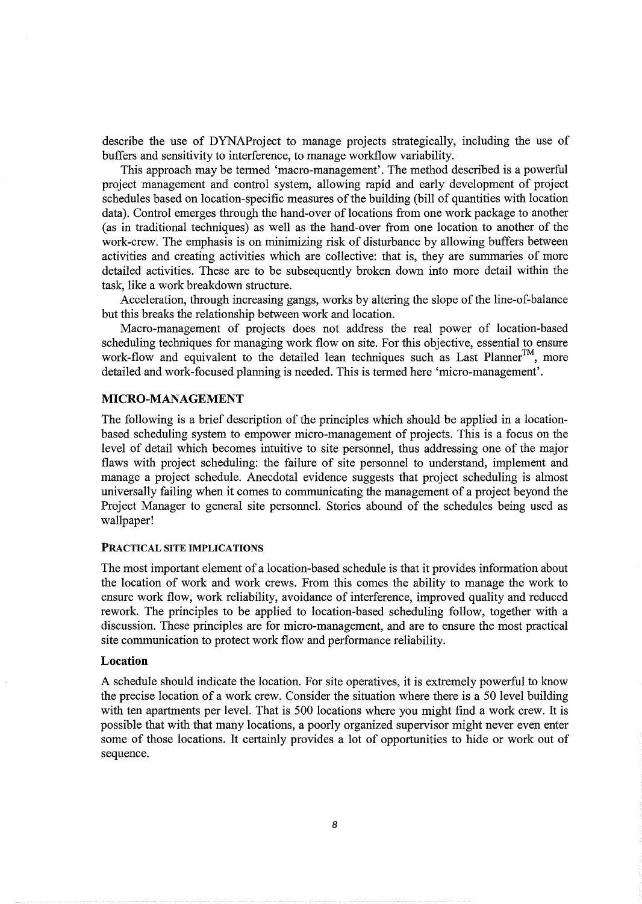describe the use of DYNAProject to manage projects strategically, including the use of buffers and sensitivity to interference, to manage workflow variability.

This approach may be termed 'macro-management'. The method described is a powerful project management and control system, allowing rapid and early development of project schedules based on location-specific measures of the building (bill of quantities with location data). Control emerges through the hand-over of locations from one work package to another (as in traditional techniques) as well as the hand-over from one location to another of the work-crew. The emphasis is on minimizing risk of disturbance by allowing buffers between activities and creating activities which are collective: that is, they are summaries of more detailed activities. These are to be subsequently broken down into more detail within the task, like a work breakdown structure.

Acceleration, through increasing gangs, works by altering the slope of the line-of-balance but this breaks the relationship between work and location.

Macro-management of projects does not address the real power of location-based scheduling techniques for managing work flow on site. For this objective, essential to ensure work-flow and equivalent to the detailed lean techniques such as Last Planner™, more detailed and work-focused planning is needed. This is termed here 'micro-management'.

## MICRO-MANAGEMENT

The following is a brief description of the principles which should be applied in a location-based scheduling system to empower micro-management of projects. This is a focus on the level of detail which becomes intuitive to site personnel, thus addressing one of the major flaws with project scheduling: the failure of site personnel to understand, implement and manage a project schedule. Anecdotal evidence suggests that project scheduling is almost universally failing when it comes to communicating the management of a project beyond the Project Manager to general site personnel. Stories abound of the schedules being used as wallpaper!

### PRACTICAL SITE IMPLICATIONS

The most important element of a location-based schedule is that it provides information about the location of work and work crews. From this comes the ability to manage the work to ensure work flow, work reliability, avoidance of interference, improved quality and reduced rework. The principles to be applied to location-based scheduling follow, together with a discussion. These principles are for micro-management, and are to ensure the most practical site communication to protect work flow and performance reliability.

#### Location

A schedule should indicate the location. For site operatives, it is extremely powerful to know the precise location of a work crew. Consider the situation where there is a 50 level building with ten apartments per level. That is 500 locations where you might find a work crew. It is possible that with that many locations, a poorly organized supervisor might never even enter some of those locations. It certainly provides a lot of opportunities to hide or work out of sequence.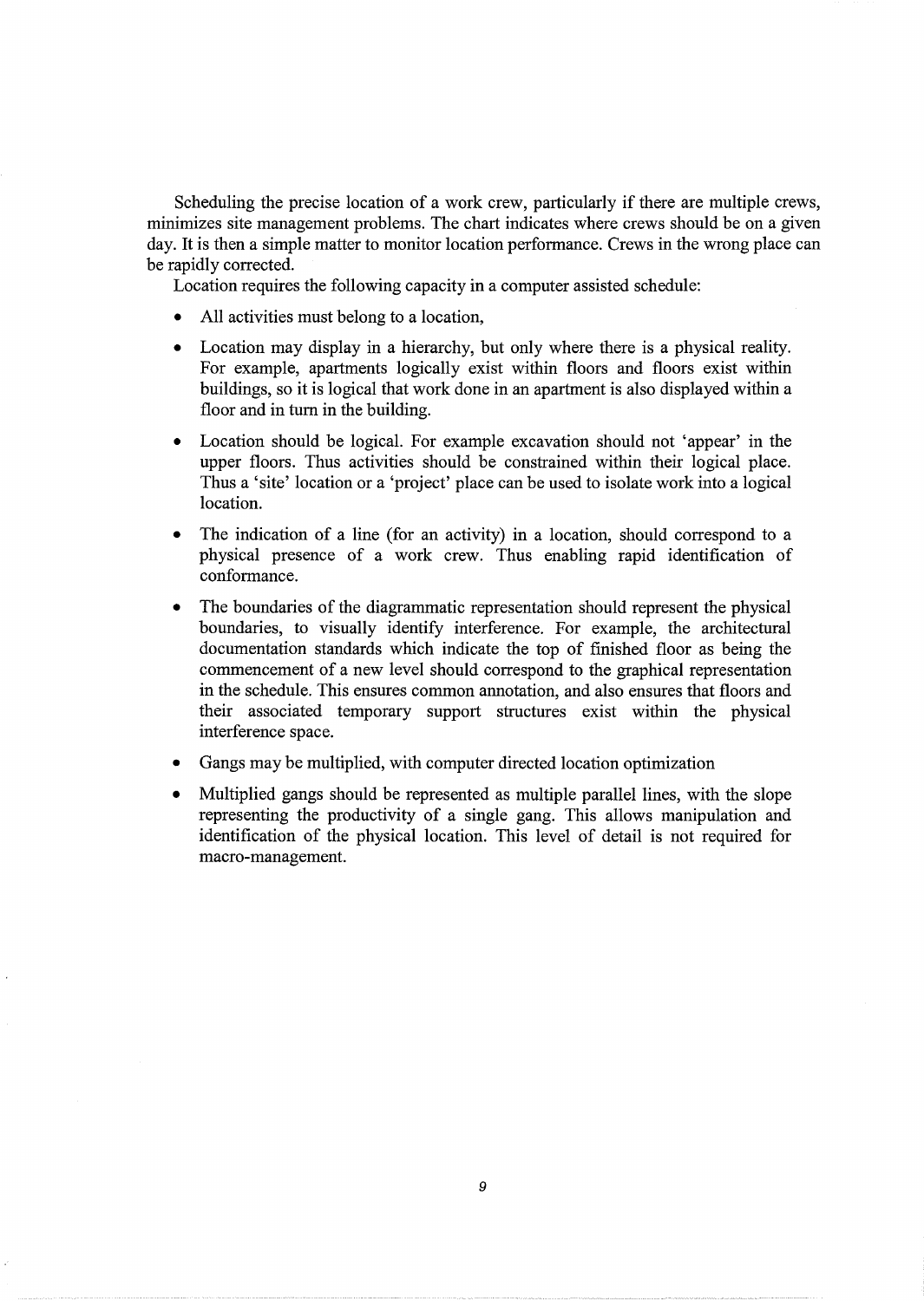Scheduling the precise location of a work crew, particularly if there are multiple crews, minimizes site management problems. The chart indicates where crews should be on a given day. It is then a simple matter to monitor location performance. Crews in the wrong place can be rapidly corrected.

Location requires the following capacity in a computer assisted schedule:

- All activities must belong to a location,
- Location may display in a hierarchy, but only where there is a physical reality. For example, apartments logically exist within floors and floors exist within buildings, so it is logical that work done in an apartment is also displayed within a floor and in turn in the building.
- Location should be logical. For example excavation should not 'appear' in the upper floors. Thus activities should be constrained within their logical place. Thus a 'site' location or a 'project' place can be used to isolate work into a logical location.
- The indication of a line (for an activity) in a location, should correspond to a physical presence of a work crew. Thus enabling rapid identification of conformance.
- The boundaries of the diagrammatic representation should represent the physical boundaries, to visually identify interference. For example, the architectural documentation standards which indicate the top of finished floor as being the commencement of a new level should correspond to the graphical representation in the schedule. This ensures common annotation, and also ensures that floors and their associated temporary support structures exist within the physical interference space.
- Gangs may be multiplied, with computer directed location optimization
- Multiplied gangs should be represented as multiple parallel lines, with the slope representing the productivity of a single gang. This allows manipulation and identification of the physical location. This level of detail is not required for macro-management.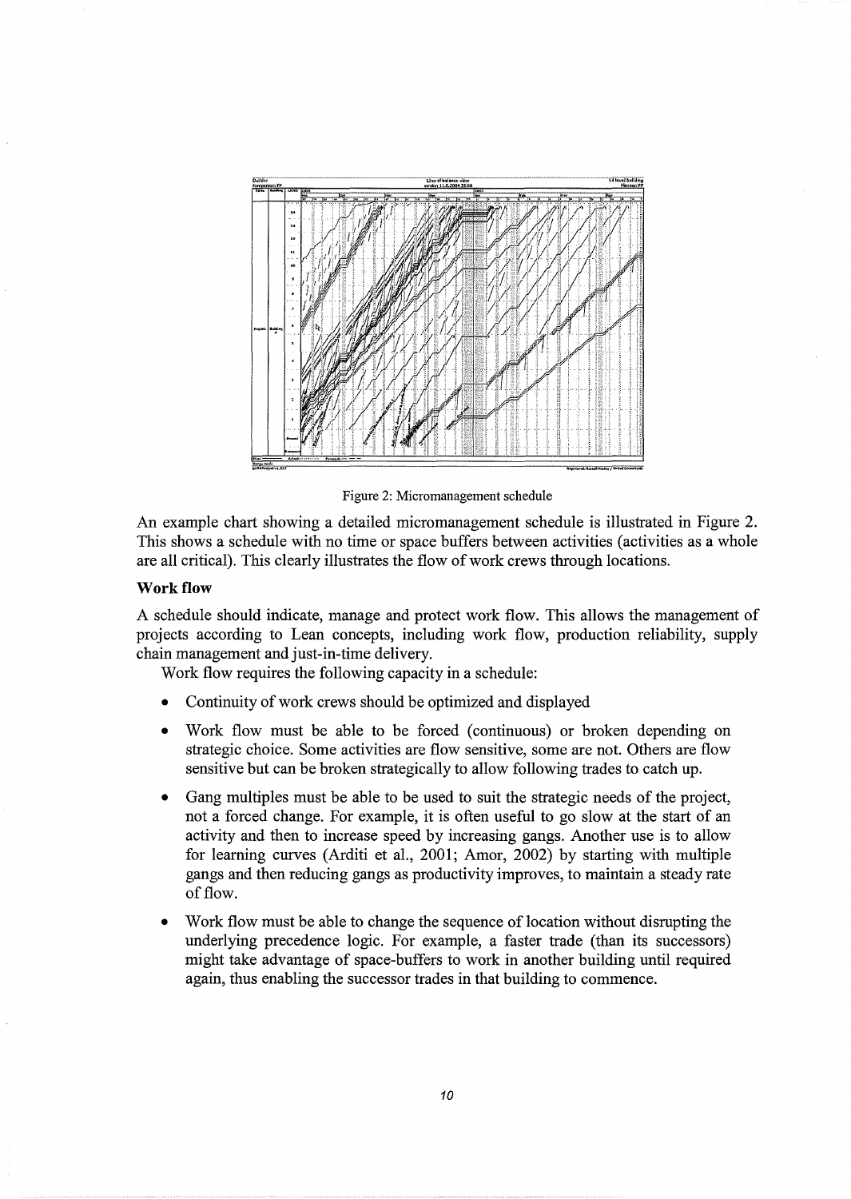Figure 2: Micromanagement schedule

An example chart showing a detailed micromanagement schedule is illustrated in Figure 2. This shows a schedule with no time or space buffers between activities (activities as a whole are all critical). This clearly illustrates the flow of work crews through locations.

### Work flow

A schedule should indicate, manage and protect work flow. This allows the management of projects according to Lean concepts, including work flow, production reliability, supply chain management and just-in-time delivery.

Work flow requires the following capacity in a schedule:

- Continuity of work crews should be optimized and displayed
- Work flow must be able to be forced (continuous) or broken depending on strategic choice. Some activities are flow sensitive, some are not. Others are flow sensitive but can be broken strategically to allow following trades to catch up.
- Gang multiples must be able to be used to suit the strategic needs of the project, not a forced change. For example, it is often useful to go slow at the start of an activity and then to increase speed by increasing gangs. Another use is to allow for learning curves (Arditi et al., 2001; Amor, 2002) by starting with multiple gangs and then reducing gangs as productivity improves, to maintain a steady rate of flow.
- Work flow must be able to change the sequence of location without disrupting the underlying precedence logic. For example, a faster trade (than its successors) might take advantage of space-buffers to work in another building until required again, thus enabling the successor trades in that building to commence.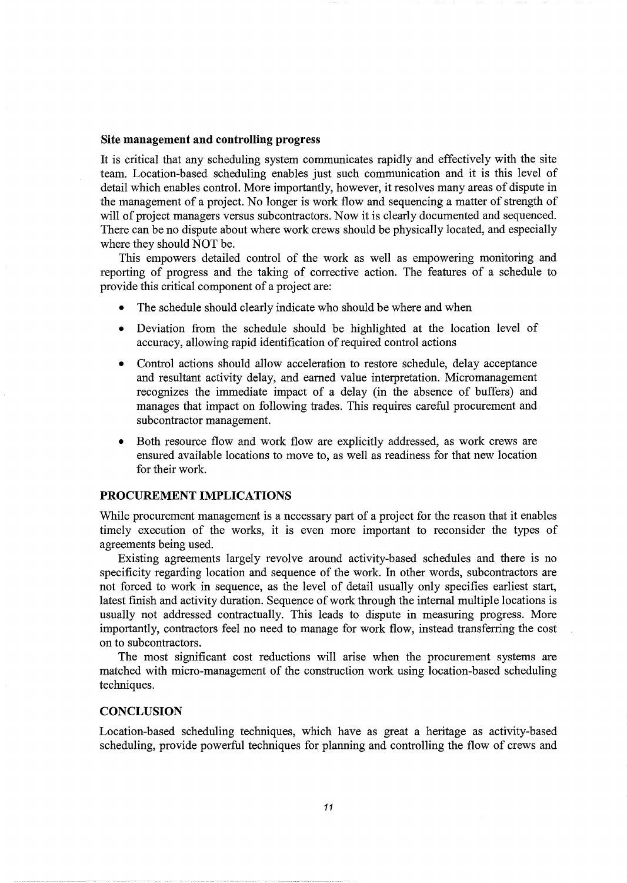### Site management and controlling progress

It is critical that any scheduling system communicates rapidly and effectively with the site team. Location-based scheduling enables just such communication and it is this level of detail which enables control. More importantly, however, it resolves many areas of dispute in the management of a project. No longer is work flow and sequencing a matter of strength of will of project managers versus subcontractors. Now it is clearly documented and sequenced. There can be no dispute about where work crews should be physically located, and especially where they should NOT be.

This empowers detailed control of the work as well as empowering monitoring and reporting of progress and the taking of corrective action. The features of a schedule to provide this critical component of a project are:

- The schedule should clearly indicate who should be where and when
- Deviation from the schedule should be highlighted at the location level of accuracy, allowing rapid identification of required control actions
- Control actions should allow acceleration to restore schedule, delay acceptance and resultant activity delay, and earned value interpretation. Micromanagement recognizes the immediate impact of a delay (in the absence of buffers) and manages that impact on following trades. This requires careful procurement and subcontractor management.
- Both resource flow and work flow are explicitly addressed, as work crews are ensured available locations to move to, as well as readiness for that new location for their work.

## PROCUREMENT IMPLICATIONS

While procurement management is a necessary part of a project for the reason that it enables timely execution of the works, it is even more important to reconsider the types of agreements being used.

Existing agreements largely revolve around activity-based schedules and there is no specificity regarding location and sequence of the work. In other words, subcontractors are not forced to work in sequence, as the level of detail usually only specifies earliest start, latest finish and activity duration. Sequence of work through the internal multiple locations is usually not addressed contractually. This leads to dispute in measuring progress. More importantly, contractors feel no need to manage for work flow, instead transferring the cost on to subcontractors.

The most significant cost reductions will arise when the procurement systems are matched with micro-management of the construction work using location-based scheduling techniques.

## CONCLUSION

Location-based scheduling techniques, which have as great a heritage as activity-based scheduling, provide powerful techniques for planning and controlling the flow of crews and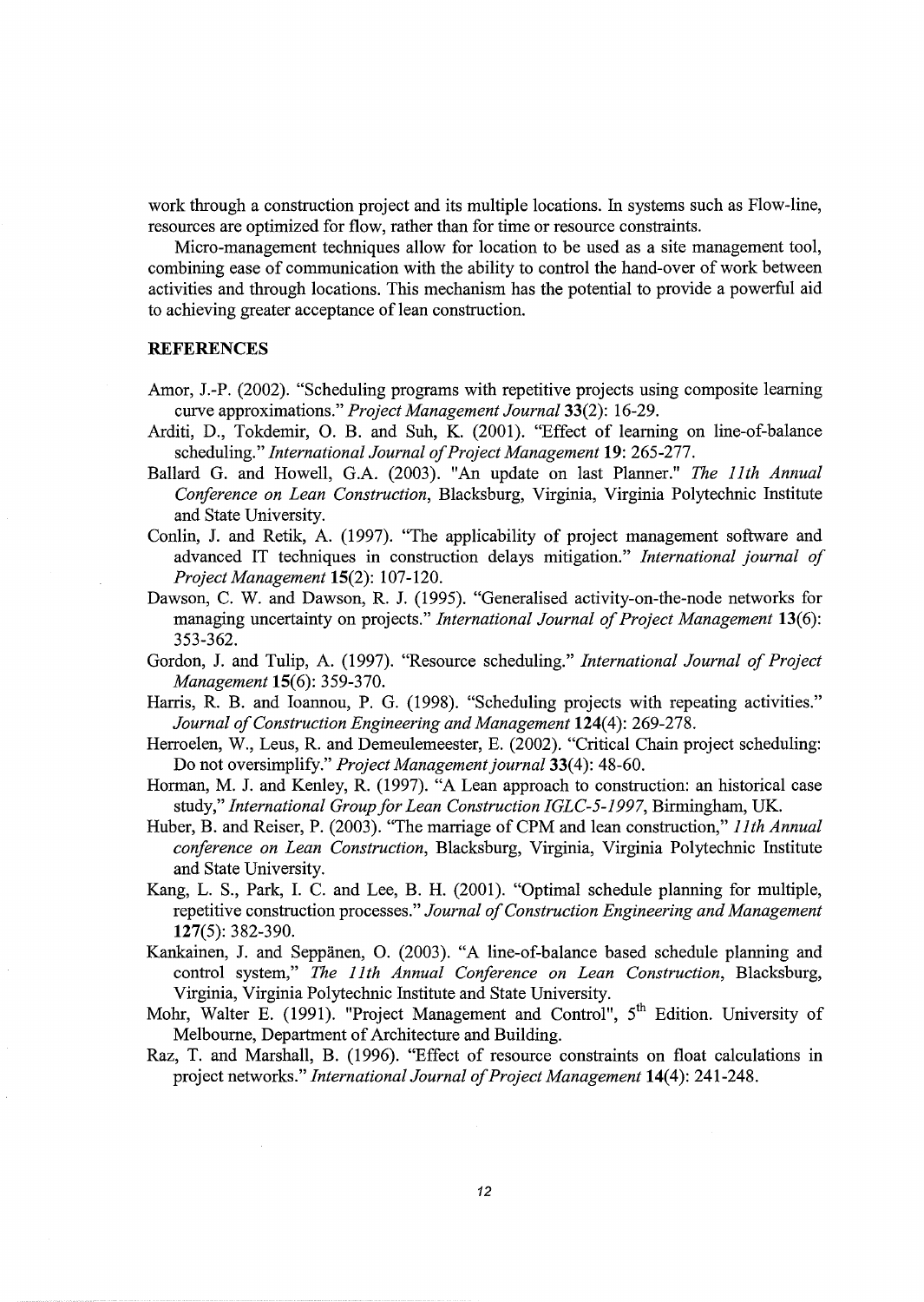work through a construction project and its multiple locations. In systems such as Flow-line, resources are optimized for flow, rather than for time or resource constraints.

Micro-management techniques allow for location to be used as a site management tool, combining ease of communication with the ability to control the hand-over of work between activities and through locations. This mechanism has the potential to provide a powerful aid to achieving greater acceptance of lean construction.

## REFERENCES

Amor, J.-P. (2002). "Scheduling programs with repetitive projects using composite learning curve approximations." *Project Management Journal* **33**(2): 16-29.

Arditi, D., Tokdemir, O. B. and Suh, K. (2001). "Effect of learning on line-of-balance scheduling." *International Journal of Project Management* **19**: 265-277.

Ballard G. and Howell, G.A. (2003). "An update on last Planner." *The 11th Annual Conference on Lean Construction*, Blacksburg, Virginia, Virginia Polytechnic Institute and State University.

Conlin, J. and Retik, A. (1997). "The applicability of project management software and advanced IT techniques in construction delays mitigation." *International journal of Project Management* **15**(2): 107-120.

Dawson, C. W. and Dawson, R. J. (1995). "Generalised activity-on-the-node networks for managing uncertainty on projects." *International Journal of Project Management* **13**(6): 353-362.

Gordon, J. and Tulip, A. (1997). "Resource scheduling." *International Journal of Project Management* **15**(6): 359-370.

Harris, R. B. and Ioannou, P. G. (1998). "Scheduling projects with repeating activities." *Journal of Construction Engineering and Management* **124**(4): 269-278.

Herroelen, W., Leus, R. and Demeulemeester, E. (2002). "Critical Chain project scheduling: Do not oversimplify." *Project Management journal* **33**(4): 48-60.

Horman, M. J. and Kenley, R. (1997). "A Lean approach to construction: an historical case study," *International Group for Lean Construction IGLC-5-1997*, Birmingham, UK.

Huber, B. and Reiser, P. (2003). "The marriage of CPM and lean construction," *11th Annual conference on Lean Construction*, Blacksburg, Virginia, Virginia Polytechnic Institute and State University.

Kang, L. S., Park, I. C. and Lee, B. H. (2001). "Optimal schedule planning for multiple, repetitive construction processes." *Journal of Construction Engineering and Management* **127**(5): 382-390.

Kankainen, J. and Seppänen, O. (2003). "A line-of-balance based schedule planning and control system," *The 11th Annual Conference on Lean Construction*, Blacksburg, Virginia, Virginia Polytechnic Institute and State University.

Mohr, Walter E. (1991). "Project Management and Control", 5th Edition. University of Melbourne, Department of Architecture and Building.

Raz, T. and Marshall, B. (1996). "Effect of resource constraints on float calculations in project networks." *International Journal of Project Management* **14**(4): 241-248.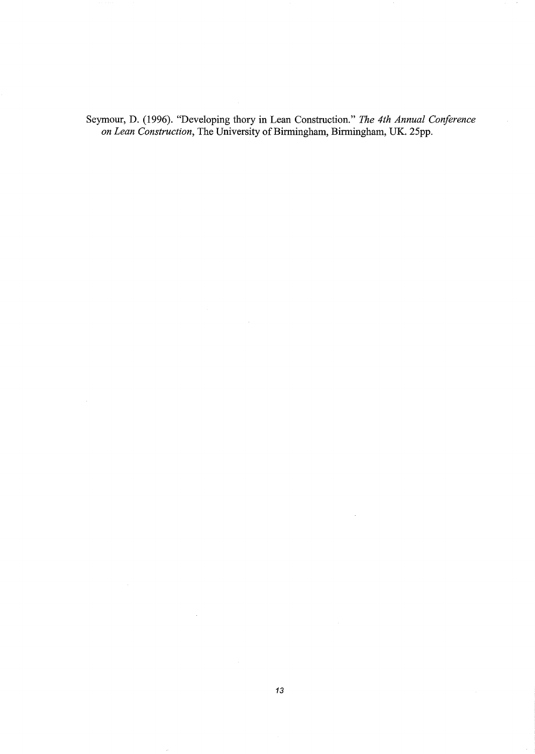Seymour, D. (1996). "Developing thory in Lean Construction." *The 4th Annual Conference on Lean Construction*, The University of Birmingham, Birmingham, UK. 25pp.